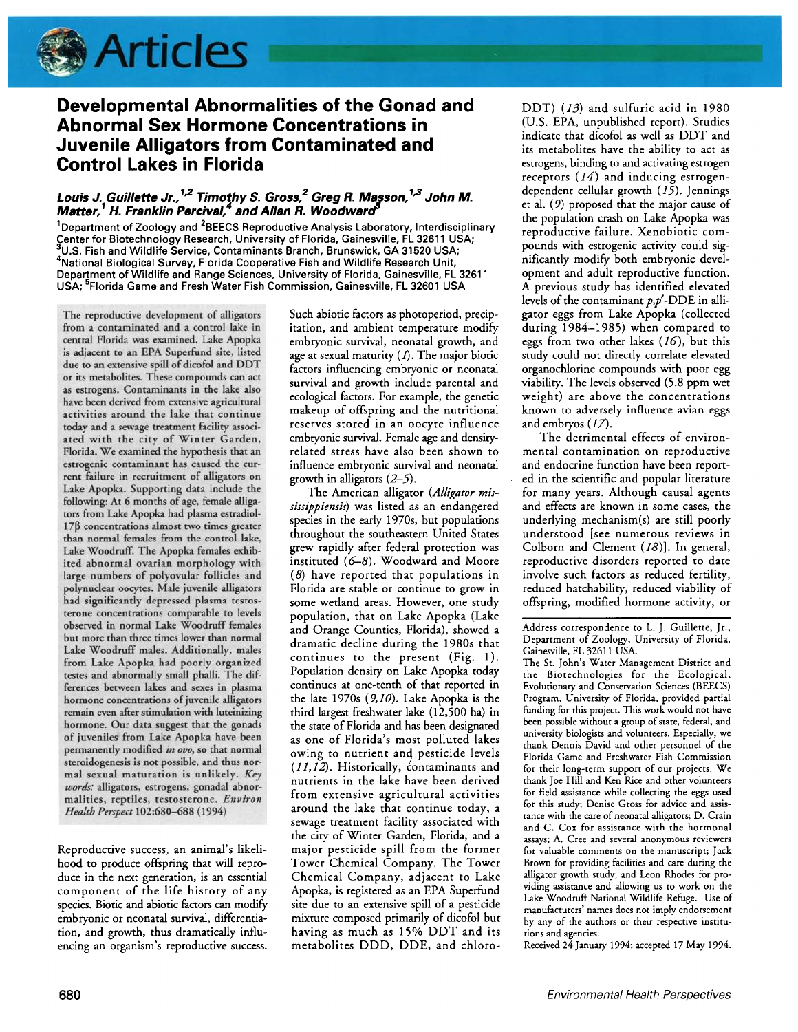# Articles

## Developmental Abnormalities of the Gonad and Abnormal Sex Hormone Concentrations in Juvenile Alligators from Contaminated and Control Lakes in Florida

***Louis J. Guillette Jr.,[1,2] Timothy S. Gross,[2] Greg R. Masson,[1,3] John M. Matter,[1] H. Franklin Percival,[4] and Allan R. Woodward[5]***

[1]Department of Zoology and [2]BEECS Reproductive Analysis Laboratory, Interdisciplinary Center for Biotechnology Research, University of Florida, Gainesville, FL 32611 USA; [3]U.S. Fish and Wildlife Service, Contaminants Branch, Brunswick, GA 31520 USA; [4]National Biological Survey, Florida Cooperative Fish and Wildlife Research Unit, Department of Wildlife and Range Sciences, University of Florida, Gainesville, FL 32611 USA; [5]Florida Game and Fresh Water Fish Commission, Gainesville, FL 32601 USA

The reproductive development of alligators from a contaminated and a control lake in central Florida was examined. Lake Apopka is adjacent to an EPA Superfund site, listed due to an extensive spill of dicofol and DDT or its metabolites. These compounds can act as estrogens. Contaminants in the lake also have been derived from extensive agricultural activities around the lake that continue today and a sewage treatment facility associated with the city of Winter Garden, Florida. We examined the hypothesis that an estrogenic contaminant has caused the current failure in recruitment of alligators on Lake Apopka. Supporting data include the following: At 6 months of age, female alligators from Lake Apopka had plasma estradiol-17β concentrations almost two times greater than normal females from the control lake, Lake Woodruff. The Apopka females exhibited abnormal ovarian morphology with large numbers of polyovular follicles and polynuclear oocytes. Male juvenile alligators had significantly depressed plasma testosterone concentrations comparable to levels observed in normal Lake Woodruff females but more than three times lower than normal Lake Woodruff males. Additionally, males from Lake Apopka had poorly organized testes and abnormally small phalli. The differences between lakes and sexes in plasma hormone concentrations of juvenile alligators remain even after stimulation with luteinizing hormone. Our data suggest that the gonads of juveniles from Lake Apopka have been permanently modified *in ovo*, so that normal steroidogenesis is not possible, and thus normal sexual maturation is unlikely. *Key words:* alligators, estrogens, gonadal abnormalities, reptiles, testosterone. *Environ Health Perspect* 102:680–688 (1994)

Reproductive success, an animal's likelihood to produce offspring that will reproduce in the next generation, is an essential component of the life history of any species. Biotic and abiotic factors can modify embryonic or neonatal survival, differentiation, and growth, thus dramatically influencing an organism's reproductive success. Such abiotic factors as photoperiod, precipitation, and ambient temperature modify embryonic survival, neonatal growth, and age at sexual maturity (*1*). The major biotic factors influencing embryonic or neonatal survival and growth include parental and ecological factors. For example, the genetic makeup of offspring and the nutritional reserves stored in an oocyte influence embryonic survival. Female age and density-related stress have also been shown to influence embryonic survival and neonatal growth in alligators (*2–5*).

The American alligator (*Alligator mississippiensis*) was listed as an endangered species in the early 1970s, but populations throughout the southeastern United States grew rapidly after federal protection was instituted (*6–8*). Woodward and Moore (*8*) have reported that populations in Florida are stable or continue to grow in some wetland areas. However, one study population, that on Lake Apopka (Lake and Orange Counties, Florida), showed a dramatic decline during the 1980s that continues to the present (Fig. 1). Population density on Lake Apopka today continues at one-tenth of that reported in the late 1970s (*9,10*). Lake Apopka is the third largest freshwater lake (12,500 ha) in the state of Florida and has been designated as one of Florida's most polluted lakes owing to nutrient and pesticide levels (*11,12*). Historically, contaminants and nutrients in the lake have been derived from extensive agricultural activities around the lake that continue today, a sewage treatment facility associated with the city of Winter Garden, Florida, and a major pesticide spill from the former Tower Chemical Company. The Tower Chemical Company, adjacent to Lake Apopka, is registered as an EPA Superfund site due to an extensive spill of a pesticide mixture composed primarily of dicofol but having as much as 15% DDT and its metabolites DDD, DDE, and chloro-DDT) (*13*) and sulfuric acid in 1980 (U.S. EPA, unpublished report). Studies indicate that dicofol as well as DDT and its metabolites have the ability to act as estrogens, binding to and activating estrogen receptors (*14*) and inducing estrogen-dependent cellular growth (*15*). Jennings et al. (*9*) proposed that the major cause of the population crash on Lake Apopka was reproductive failure. Xenobiotic compounds with estrogenic activity could significantly modify both embryonic development and adult reproductive function. A previous study has identified elevated levels of the contaminant *p,p'*-DDE in alligator eggs from Lake Apopka (collected during 1984–1985) when compared to eggs from two other lakes (*16*), but this study could not directly correlate elevated organochlorine compounds with poor egg viability. The levels observed (5.8 ppm wet weight) are above the concentrations known to adversely influence avian eggs and embryos (*17*).

The detrimental effects of environmental contamination on reproductive and endocrine function have been reported in the scientific and popular literature for many years. Although causal agents and effects are known in some cases, the underlying mechanism(s) are still poorly understood [see numerous reviews in Colborn and Clement (*18*)]. In general, reproductive disorders reported to date involve such factors as reduced fertility, reduced hatchability, reduced viability of offspring, modified hormone activity, or

---

Address correspondence to L. J. Guillette, Jr., Department of Zoology, University of Florida, Gainesville, FL 32611 USA.

The St. John's Water Management District and the Biotechnologies for the Ecological, Evolutionary and Conservation Sciences (BEECS) Program, University of Florida, provided partial funding for this project. This work would not have been possible without a group of state, federal, and university biologists and volunteers. Especially, we thank Dennis David and other personnel of the Florida Game and Freshwater Fish Commission for their long-term support of our projects. We thank Joe Hill and Ken Rice and other volunteers for field assistance while collecting the eggs used for this study; Denise Gross for advice and assistance with the care of neonatal alligators; D. Crain and C. Cox for assistance with the hormonal assays; A. Cree and several anonymous reviewers for valuable comments on the manuscript; Jack Brown for providing facilities and care during the alligator growth study; and Leon Rhodes for providing assistance and allowing us to work on the Lake Woodruff National Wildlife Refuge. Use of manufacturers' names does not imply endorsement by any of the authors or their respective institutions and agencies.

Received 24 January 1994; accepted 17 May 1994.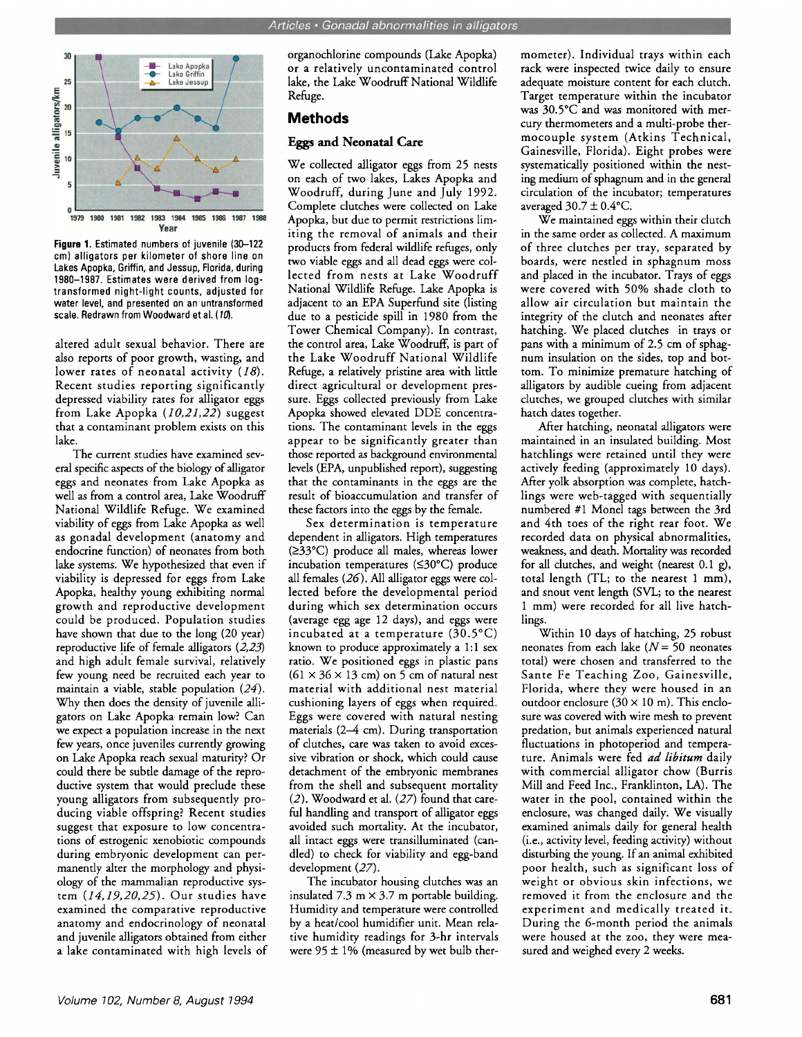Figure 1. Estimated numbers of juvenile (30–122 cm) alligators per kilometer of shore line on Lakes Apopka, Griffin, and Jessup, Florida, during 1980–1987. Estimates were derived from log-transformed night-light counts, adjusted for water level, and presented on an untransformed scale. Redrawn from Woodward et al. (*10*).

altered adult sexual behavior. There are also reports of poor growth, wasting, and lower rates of neonatal activity (*18*). Recent studies reporting significantly depressed viability rates for alligator eggs from Lake Apopka (*10,21,22*) suggest that a contaminant problem exists on this lake.

The current studies have examined several specific aspects of the biology of alligator eggs and neonates from Lake Apopka as well as from a control area, Lake Woodruff National Wildlife Refuge. We examined viability of eggs from Lake Apopka as well as gonadal development (anatomy and endocrine function) of neonates from both lake systems. We hypothesized that even if viability is depressed for eggs from Lake Apopka, healthy young exhibiting normal growth and reproductive development could be produced. Population studies have shown that due to the long (20 year) reproductive life of female alligators (*2,23*) and high adult female survival, relatively few young need be recruited each year to maintain a viable, stable population (*24*). Why then does the density of juvenile alligators on Lake Apopka remain low? Can we expect a population increase in the next few years, once juveniles currently growing on Lake Apopka reach sexual maturity? Or could there be subtle damage of the reproductive system that would preclude these young alligators from subsequently producing viable offspring? Recent studies suggest that exposure to low concentrations of estrogenic xenobiotic compounds during embryonic development can permanently alter the morphology and physiology of the mammalian reproductive system (*14,19,20,25*). Our studies have examined the comparative reproductive anatomy and endocrinology of neonatal and juvenile alligators obtained from either a lake contaminated with high levels of organochlorine compounds (Lake Apopka) or a relatively uncontaminated control lake, the Lake Woodruff National Wildlife Refuge.

## Methods

### Eggs and Neonatal Care

We collected alligator eggs from 25 nests on each of two lakes, Lakes Apopka and Woodruff, during June and July 1992. Complete clutches were collected on Lake Apopka, but due to permit restrictions limiting the removal of animals and their products from federal wildlife refuges, only two viable eggs and all dead eggs were collected from nests at Lake Woodruff National Wildlife Refuge. Lake Apopka is adjacent to an EPA Superfund site (listing due to a pesticide spill in 1980 from the Tower Chemical Company). In contrast, the control area, Lake Woodruff, is part of the Lake Woodruff National Wildlife Refuge, a relatively pristine area with little direct agricultural or development pressure. Eggs collected previously from Lake Apopka showed elevated DDE concentrations. The contaminant levels in the eggs appear to be significantly greater than those reported as background environmental levels (EPA, unpublished report), suggesting that the contaminants in the eggs are the result of bioaccumulation and transfer of these factors into the eggs by the female.

Sex determination is temperature dependent in alligators. High temperatures (≥33°C) produce all males, whereas lower incubation temperatures (≤30°C) produce all females (*26*). All alligator eggs were collected before the developmental period during which sex determination occurs (average egg age 12 days), and eggs were incubated at a temperature (30.5°C) known to produce approximately a 1:1 sex ratio. We positioned eggs in plastic pans (61 × 36 × 13 cm) on 5 cm of natural nest material with additional nest material cushioning layers of eggs when required. Eggs were covered with natural nesting materials (2–4 cm). During transportation of clutches, care was taken to avoid excessive vibration or shock, which could cause detachment of the embryonic membranes from the shell and subsequent mortality (*2*). Woodward et al. (*27*) found that careful handling and transport of alligator eggs avoided such mortality. At the incubator, all intact eggs were transilluminated (candled) to check for viability and egg-band development (*27*).

The incubator housing clutches was an insulated 7.3 m × 3.7 m portable building. Humidity and temperature were controlled by a heat/cool humidifier unit. Mean relative humidity readings for 3-hr intervals were 95 ± 1% (measured by wet bulb thermometer). Individual trays within each rack were inspected twice daily to ensure adequate moisture content for each clutch. Target temperature within the incubator was 30.5°C and was monitored with mercury thermometers and a multi-probe thermocouple system (Atkins Technical, Gainesville, Florida). Eight probes were systematically positioned within the nesting medium of sphagnum and in the general circulation of the incubator; temperatures averaged 30.7 ± 0.4°C.

We maintained eggs within their clutch in the same order as collected. A maximum of three clutches per tray, separated by boards, were nestled in sphagnum moss and placed in the incubator. Trays of eggs were covered with 50% shade cloth to allow air circulation but maintain the integrity of the clutch and neonates after hatching. We placed clutches in trays or pans with a minimum of 2.5 cm of sphagnum insulation on the sides, top and bottom. To minimize premature hatching of alligators by audible cueing from adjacent clutches, we grouped clutches with similar hatch dates together.

After hatching, neonatal alligators were maintained in an insulated building. Most hatchlings were retained until they were actively feeding (approximately 10 days). After yolk absorption was complete, hatchlings were web-tagged with sequentially numbered #1 Monel tags between the 3rd and 4th toes of the right rear foot. We recorded data on physical abnormalities, weakness, and death. Mortality was recorded for all clutches, and weight (nearest 0.1 g), total length (TL; to the nearest 1 mm), and snout vent length (SVL; to the nearest 1 mm) were recorded for all live hatchlings.

Within 10 days of hatching, 25 robust neonates from each lake ($N = 50$ neonates total) were chosen and transferred to the Sante Fe Teaching Zoo, Gainesville, Florida, where they were housed in an outdoor enclosure (30 × 10 m). This enclosure was covered with wire mesh to prevent predation, but animals experienced natural fluctuations in photoperiod and temperature. Animals were fed *ad libitum* daily with commercial alligator chow (Burris Mill and Feed Inc., Franklinton, LA). The water in the pool, contained within the enclosure, was changed daily. We visually examined animals daily for general health (i.e., activity level, feeding activity) without disturbing the young. If an animal exhibited poor health, such as significant loss of weight or obvious skin infections, we removed it from the enclosure and the experiment and medically treated it. During the 6-month period the animals were housed at the zoo, they were measured and weighed every 2 weeks.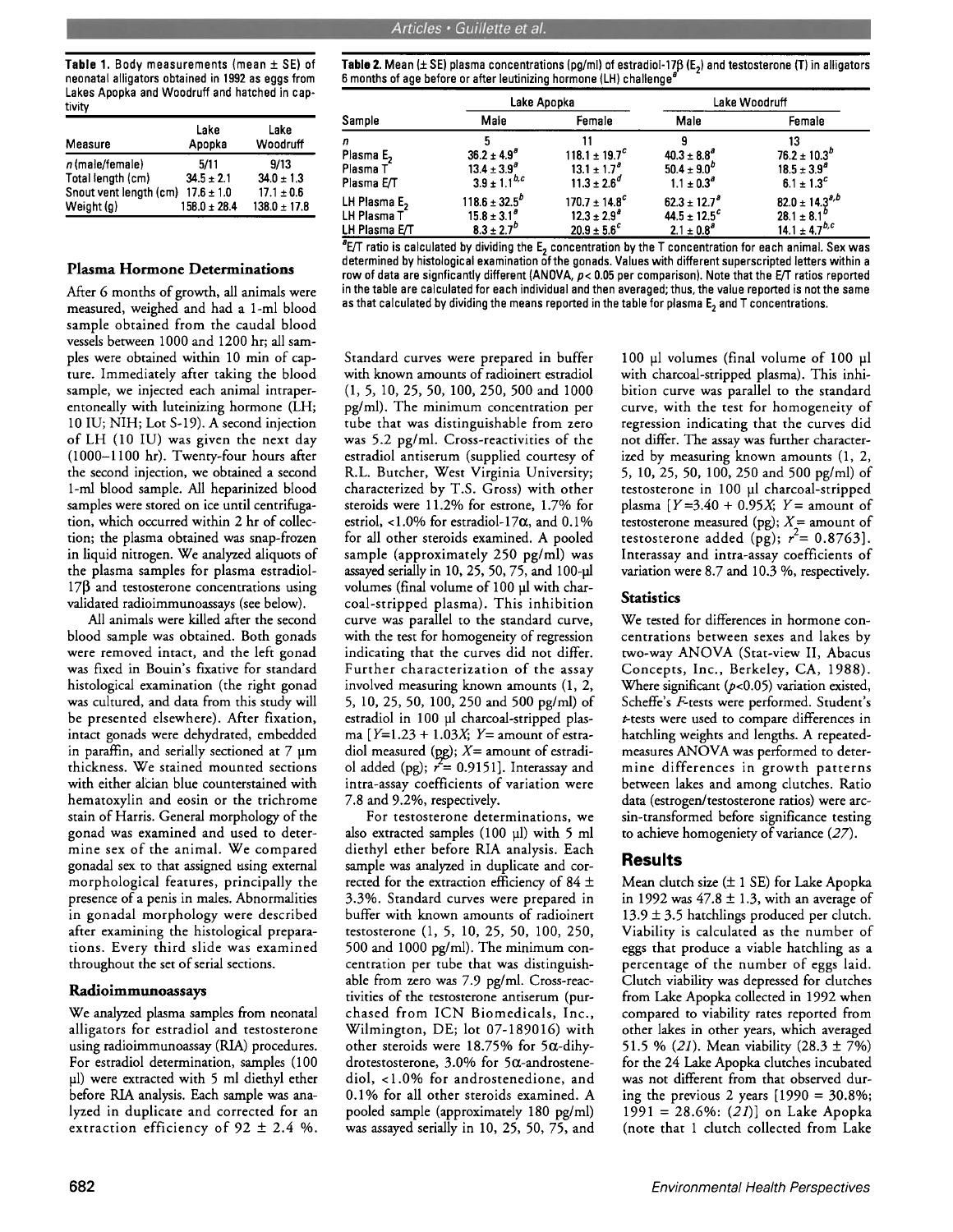**Table 1.** Body measurements (mean ± SE) of neonatal alligators obtained in 1992 as eggs from Lakes Apopka and Woodruff and hatched in captivity

| Measure | Lake Apopka | Lake Woodruff |
|---|---|---|
| *n* (male/female) | 5/11 | 9/13 |
| Total length (cm) | 34.5 ± 2.1 | 34.0 ± 1.3 |
| Snout vent length (cm) | 17.6 ± 1.0 | 17.1 ± 0.6 |
| Weight (g) | 158.0 ± 28.4 | 138.0 ± 17.8 |

**Table 2.** Mean (± SE) plasma concentrations (pg/ml) of estradiol-17β ($E_2$) and testosterone (T) in alligators 6 months of age before or after leutinizing hormone (LH) challenge[a]

| Sample | Lake Apopka | | Lake Woodruff | |
|---|---|---|---|---|
| | Male | Female | Male | Female |
| *n* | 5 | 11 | 9 | 13 |
| Plasma $E_2$ | $36.2 \pm 4.9^a$ | $118.1 \pm 19.7^c$ | $40.3 \pm 8.8^a$ | $76.2 \pm 10.3^b$ |
| Plasma T | $13.4 \pm 3.9^a$ | $13.1 \pm 1.7^a$ | $50.4 \pm 9.0^b$ | $18.5 \pm 3.9^a$ |
| Plasma E/T | $3.9 \pm 1.1^{b,c}$ | $11.3 \pm 2.6^d$ | $1.1 \pm 0.3^a$ | $6.1 \pm 1.3^c$ |
| LH Plasma $E_2$ | $118.6 \pm 32.5^b$ | $170.7 \pm 14.8^c$ | $62.3 \pm 12.7^a$ | $82.0 \pm 14.3^{a,b}$ |
| LH Plasma T | $15.8 \pm 3.1^a$ | $12.3 \pm 2.9^a$ | $44.5 \pm 12.5^c$ | $28.1 \pm 8.1^b$ |
| LH Plasma E/T | $8.3 \pm 2.7^b$ | $20.9 \pm 5.6^c$ | $2.1 \pm 0.8^a$ | $14.1 \pm 4.7^{b,c}$ |

[a]E/T ratio is calculated by dividing the $E_2$ concentration by the T concentration for each animal. Sex was determined by histological examination of the gonads. Values with different superscripted letters within a row of data are signficantly different (ANOVA, $p < 0.05$ per comparison). Note that the E/T ratios reported in the table are calculated for each individual and then averaged; thus, the value reported is not the same as that calculated by dividing the means reported in the table for plasma $E_2$ and T concentrations.

### Plasma Hormone Determinations

After 6 months of growth, all animals were measured, weighed and had a 1-ml blood sample obtained from the caudal blood vessels between 1000 and 1200 hr; all samples were obtained within 10 min of capture. Immediately after taking the blood sample, we injected each animal intraperentoneally with luteinizing hormone (LH; 10 IU; NIH; Lot S-19). A second injection of LH (10 IU) was given the next day (1000–1100 hr). Twenty-four hours after the second injection, we obtained a second 1-ml blood sample. All heparinized blood samples were stored on ice until centrifugation, which occurred within 2 hr of collection; the plasma obtained was snap-frozen in liquid nitrogen. We analyzed aliquots of the plasma samples for plasma estradiol-17β and testosterone concentrations using validated radioimmunoassays (see below).

All animals were killed after the second blood sample was obtained. Both gonads were removed intact, and the left gonad was fixed in Bouin's fixative for standard histological examination (the right gonad was cultured, and data from this study will be presented elsewhere). After fixation, intact gonads were dehydrated, embedded in paraffin, and serially sectioned at 7 µm thickness. We stained mounted sections with either alcian blue counterstained with hematoxylin and eosin or the trichrome stain of Harris. General morphology of the gonad was examined and used to determine sex of the animal. We compared gonadal sex to that assigned using external morphological features, principally the presence of a penis in males. Abnormalities in gonadal morphology were described after examining the histological preparations. Every third slide was examined throughout the set of serial sections.

### Radioimmunoassays

We analyzed plasma samples from neonatal alligators for estradiol and testosterone using radioimmunoassay (RIA) procedures. For estradiol determination, samples (100 µl) were extracted with 5 ml diethyl ether before RIA analysis. Each sample was analyzed in duplicate and corrected for an extraction efficiency of 92 ± 2.4 %. Standard curves were prepared in buffer with known amounts of radioinert estradiol (1, 5, 10, 25, 50, 100, 250, 500 and 1000 pg/ml). The minimum concentration per tube that was distinguishable from zero was 5.2 pg/ml. Cross-reactivities of the estradiol antiserum (supplied courtesy of R.L. Butcher, West Virginia University; characterized by T.S. Gross) with other steroids were 11.2% for estrone, 1.7% for estriol, <1.0% for estradiol-17α, and 0.1% for all other steroids examined. A pooled sample (approximately 250 pg/ml) was assayed serially in 10, 25, 50, 75, and 100-µl volumes (final volume of 100 µl with charcoal-stripped plasma). This inhibition curve was parallel to the standard curve, with the test for homogeneity of regression indicating that the curves did not differ. Further characterization of the assay involved measuring known amounts (1, 2, 5, 10, 25, 50, 100, 250 and 500 pg/ml) of estradiol in 100 µl charcoal-stripped plasma [$Y = 1.23 + 1.03X$; $Y$ = amount of estradiol measured (pg); $X$ = amount of estradiol added (pg); $r^2 = 0.9151$]. Interassay and intra-assay coefficients of variation were 7.8 and 9.2%, respectively.

For testosterone determinations, we also extracted samples (100 µl) with 5 ml diethyl ether before RIA analysis. Each sample was analyzed in duplicate and corrected for the extraction efficiency of 84 ± 3.3%. Standard curves were prepared in buffer with known amounts of radioinert testosterone (1, 5, 10, 25, 50, 100, 250, 500 and 1000 pg/ml). The minimum concentration per tube that was distinguishable from zero was 7.9 pg/ml. Cross-reactivities of the testosterone antiserum (purchased from ICN Biomedicals, Inc., Wilmington, DE; lot 07-189016) with other steroids were 18.75% for 5α-dihydrotestosterone, 3.0% for 5α-androstenediol, <1.0% for androstenedione, and 0.1% for all other steroids examined. A pooled sample (approximately 180 pg/ml) was assayed serially in 10, 25, 50, 75, and 100 µl volumes (final volume of 100 µl with charcoal-stripped plasma). This inhibition curve was parallel to the standard curve, with the test for homogeneity of regression indicating that the curves did not differ. The assay was further characterized by measuring known amounts (1, 2, 5, 10, 25, 50, 100, 250 and 500 pg/ml) of testosterone in 100 µl charcoal-stripped plasma [$Y = 3.40 + 0.95X$; $Y$ = amount of testosterone measured (pg); $X$ = amount of testosterone added (pg); $r^2 = 0.8763$]. Interassay and intra-assay coefficients of variation were 8.7 and 10.3 %, respectively.

### Statistics

We tested for differences in hormone concentrations between sexes and lakes by two-way ANOVA (Stat-view II, Abacus Concepts, Inc., Berkeley, CA, 1988). Where significant ($p < 0.05$) variation existed, Scheffe's $F$-tests were performed. Student's $t$-tests were used to compare differences in hatchling weights and lengths. A repeated-measures ANOVA was performed to determine differences in growth patterns between lakes and among clutches. Ratio data (estrogen/testosterone ratios) were arcsin-transformed before significance testing to achieve homogeniety of variance (*27*).

## Results

Mean clutch size (± 1 SE) for Lake Apopka in 1992 was 47.8 ± 1.3, with an average of 13.9 ± 3.5 hatchlings produced per clutch. Viability is calculated as the number of eggs that produce a viable hatchling as a percentage of the number of eggs laid. Clutch viability was depressed for clutches from Lake Apopka collected in 1992 when compared to viability rates reported from other lakes in other years, which averaged 51.5 % (*21*). Mean viability (28.3 ± 7%) for the 24 Lake Apopka clutches incubated was not different from that observed during the previous 2 years [1990 = 30.8%; 1991 = 28.6%: (*21*)] on Lake Apopka (note that 1 clutch collected from Lake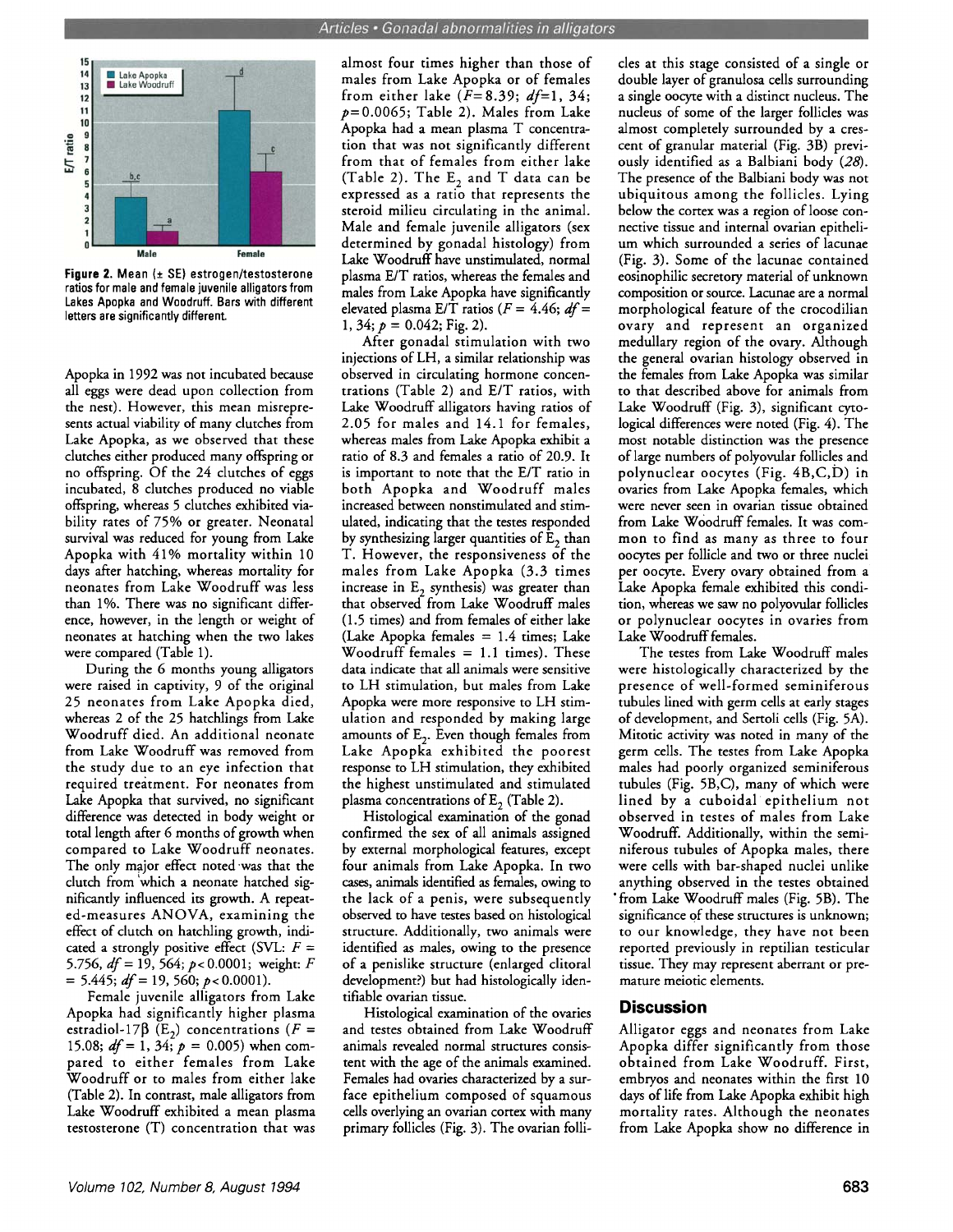Figure 2. Mean (± SE) estrogen/testosterone ratios for male and female juvenile alligators from Lakes Apopka and Woodruff. Bars with different letters are significantly different.

Apopka in 1992 was not incubated because all eggs were dead upon collection from the nest). However, this mean misrepresents actual viability of many clutches from Lake Apopka, as we observed that these clutches either produced many offspring or no offspring. Of the 24 clutches of eggs incubated, 8 clutches produced no viable offspring, whereas 5 clutches exhibited viability rates of 75% or greater. Neonatal survival was reduced for young from Lake Apopka with 41% mortality within 10 days after hatching, whereas mortality for neonates from Lake Woodruff was less than 1%. There was no significant difference, however, in the length or weight of neonates at hatching when the two lakes were compared (Table 1).

During the 6 months young alligators were raised in captivity, 9 of the original 25 neonates from Lake Apopka died, whereas 2 of the 25 hatchlings from Lake Woodruff died. An additional neonate from Lake Woodruff was removed from the study due to an eye infection that required treatment. For neonates from Lake Apopka that survived, no significant difference was detected in body weight or total length after 6 months of growth when compared to Lake Woodruff neonates. The only major effect noted was that the clutch from which a neonate hatched significantly influenced its growth. A repeated-measures ANOVA, examining the effect of clutch on hatchling growth, indicated a strongly positive effect (SVL: $F = 5.756$, $df = 19, 564$; $p < 0.0001$; weight: $F = 5.445$; $df = 19, 560$; $p < 0.0001$).

Female juvenile alligators from Lake Apopka had significantly higher plasma estradiol-17β ($E_2$) concentrations ($F = 15.08$; $df = 1, 34$; $p = 0.005$) when compared to either females from Lake Woodruff or to males from either lake (Table 2). In contrast, male alligators from Lake Woodruff exhibited a mean plasma testosterone (T) concentration that was almost four times higher than those of males from Lake Apopka or of females from either lake ($F = 8.39$; $df = 1, 34$; $p = 0.0065$; Table 2). Males from Lake Apopka had a mean plasma T concentration that was not significantly different from that of females from either lake (Table 2). The $E_2$ and T data can be expressed as a ratio that represents the steroid milieu circulating in the animal. Male and female juvenile alligators (sex determined by gonadal histology) from Lake Woodruff have unstimulated, normal plasma E/T ratios, whereas the females and males from Lake Apopka have significantly elevated plasma E/T ratios ($F = 4.46$; $df = 1, 34$; $p = 0.042$; Fig. 2).

After gonadal stimulation with two injections of LH, a similar relationship was observed in circulating hormone concentrations (Table 2) and E/T ratios, with Lake Woodruff alligators having ratios of 2.05 for males and 14.1 for females, whereas males from Lake Apopka exhibit a ratio of 8.3 and females a ratio of 20.9. It is important to note that the E/T ratio in both Apopka and Woodruff males increased between nonstimulated and stimulated, indicating that the testes responded by synthesizing larger quantities of $E_2$ than T. However, the responsiveness of the males from Lake Apopka (3.3 times increase in $E_2$ synthesis) was greater than that observed from Lake Woodruff males (1.5 times) and from females of either lake (Lake Apopka females = 1.4 times; Lake Woodruff females = 1.1 times). These data indicate that all animals were sensitive to LH stimulation, but males from Lake Apopka were more responsive to LH stimulation and responded by making large amounts of $E_2$. Even though females from Lake Apopka exhibited the poorest response to LH stimulation, they exhibited the highest unstimulated and stimulated plasma concentrations of $E_2$ (Table 2).

Histological examination of the gonad confirmed the sex of all animals assigned by external morphological features, except four animals from Lake Apopka. In two cases, animals identified as females, owing to the lack of a penis, were subsequently observed to have testes based on histological structure. Additionally, two animals were identified as males, owing to the presence of a penislike structure (enlarged clitoral development?) but had histologically identifiable ovarian tissue.

Histological examination of the ovaries and testes obtained from Lake Woodruff animals revealed normal structures consistent with the age of the animals examined. Females had ovaries characterized by a surface epithelium composed of squamous cells overlying an ovarian cortex with many primary follicles (Fig. 3). The ovarian follicles at this stage consisted of a single or double layer of granulosa cells surrounding a single oocyte with a distinct nucleus. The nucleus of some of the larger follicles was almost completely surrounded by a crescent of granular material (Fig. 3B) previously identified as a Balbiani body (*28*). The presence of the Balbiani body was not ubiquitous among the follicles. Lying below the cortex was a region of loose connective tissue and internal ovarian epithelium which surrounded a series of lacunae (Fig. 3). Some of the lacunae contained eosinophilic secretory material of unknown composition or source. Lacunae are a normal morphological feature of the crocodilian ovary and represent an organized medullary region of the ovary. Although the general ovarian histology observed in the females from Lake Apopka was similar to that described above for animals from Lake Woodruff (Fig. 3), significant cytological differences were noted (Fig. 4). The most notable distinction was the presence of large numbers of polyovular follicles and polynuclear oocytes (Fig. 4B,C,D) in ovaries from Lake Apopka females, which were never seen in ovarian tissue obtained from Lake Woodruff females. It was common to find as many as three to four oocytes per follicle and two or three nuclei per oocyte. Every ovary obtained from a Lake Apopka female exhibited this condition, whereas we saw no polyovular follicles or polynuclear oocytes in ovaries from Lake Woodruff females.

The testes from Lake Woodruff males were histologically characterized by the presence of well-formed seminiferous tubules lined with germ cells at early stages of development, and Sertoli cells (Fig. 5A). Mitotic activity was noted in many of the germ cells. The testes from Lake Apopka males had poorly organized seminiferous tubules (Fig. 5B,C), many of which were lined by a cuboidal epithelium not observed in testes of males from Lake Woodruff. Additionally, within the seminiferous tubules of Apopka males, there were cells with bar-shaped nuclei unlike anything observed in the testes obtained from Lake Woodruff males (Fig. 5B). The significance of these structures is unknown; to our knowledge, they have not been reported previously in reptilian testicular tissue. They may represent aberrant or premature meiotic elements.

## Discussion

Alligator eggs and neonates from Lake Apopka differ significantly from those obtained from Lake Woodruff. First, embryos and neonates within the first 10 days of life from Lake Apopka exhibit high mortality rates. Although the neonates from Lake Apopka show no difference in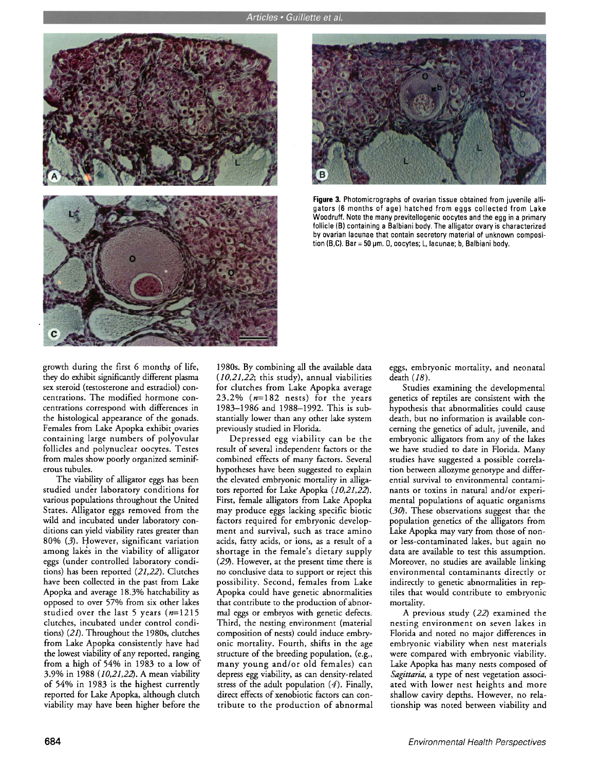**Figure 3.** Photomicrographs of ovarian tissue obtained from juvenile alligators (6 months of age) hatched from eggs collected from Lake Woodruff. Note the many previtellogenic oocytes and the egg in a primary follicle (B) containing a Balbiani body. The alligator ovary is characterized by ovarian lacunae that contain secretory material of unknown composition (B,C). Bar = 50 μm. O, oocytes; L, lacunae; b, Balbiani body.

growth during the first 6 months of life, they do exhibit significantly different plasma sex steroid (testosterone and estradiol) concentrations. The modified hormone concentrations correspond with differences in the histological appearance of the gonads. Females from Lake Apopka exhibit ovaries containing large numbers of polyovular follicles and polynuclear oocytes. Testes from males show poorly organized seminiferous tubules.

The viability of alligator eggs has been studied under laboratory conditions for various populations throughout the United States. Alligator eggs removed from the wild and incubated under laboratory conditions can yield viability rates greater than 80% (*3*). However, significant variation among lakes in the viability of alligator eggs (under controlled laboratory conditions) has been reported (*21,22*). Clutches have been collected in the past from Lake Apopka and average 18.3% hatchability as opposed to over 57% from six other lakes studied over the last 5 years ($n$=1215 clutches, incubated under control conditions) (*21*). Throughout the 1980s, clutches from Lake Apopka consistently have had the lowest viability of any reported, ranging from a high of 54% in 1983 to a low of 3.9% in 1988 (*10,21,22*). A mean viability of 54% in 1983 is the highest currently reported for Lake Apopka, although clutch viability may have been higher before the 1980s. By combining all the available data (*10,21,22*; this study), annual viabilities for clutches from Lake Apopka average 23.2% ($n$=182 nests) for the years 1983–1986 and 1988–1992. This is substantially lower than any other lake system previously studied in Florida.

Depressed egg viability can be the result of several independent factors or the combined effects of many factors. Several hypotheses have been suggested to explain the elevated embryonic mortality in alligators reported for Lake Apopka (*10,21,22*). First, female alligators from Lake Apopka may produce eggs lacking specific biotic factors required for embryonic development and survival, such as trace amino acids, fatty acids, or ions, as a result of a shortage in the female's dietary supply (*29*). However, at the present time there is no conclusive data to support or reject this possibility. Second, females from Lake Apopka could have genetic abnormalities that contribute to the production of abnormal eggs or embryos with genetic defects. Third, the nesting environment (material composition of nests) could induce embryonic mortality. Fourth, shifts in the age structure of the breeding population, (e.g., many young and/or old females) can depress egg viability, as can density-related stress of the adult population (*4*). Finally, direct effects of xenobiotic factors can contribute to the production of abnormal eggs, embryonic mortality, and neonatal death (*18*).

Studies examining the developmental genetics of reptiles are consistent with the hypothesis that abnormalities could cause death, but no information is available concerning the genetics of adult, juvenile, and embryonic alligators from any of the lakes we have studied to date in Florida. Many studies have suggested a possible correlation between allozyme genotype and differential survival to environmental contaminants or toxins in natural and/or experimental populations of aquatic organisms (*30*). These observations suggest that the population genetics of the alligators from Lake Apopka may vary from those of non- or less-contaminated lakes, but again no data are available to test this assumption. Moreover, no studies are available linking environmental contaminants directly or indirectly to genetic abnormalities in reptiles that would contribute to embryonic mortality.

A previous study (*22*) examined the nesting environment on seven lakes in Florida and noted no major differences in embryonic viability when nest materials were compared with embryonic viability. Lake Apopka has many nests composed of *Sagittaria*, a type of nest vegetation associated with lower nest heights and more shallow cavity depths. However, no relationship was noted between viability and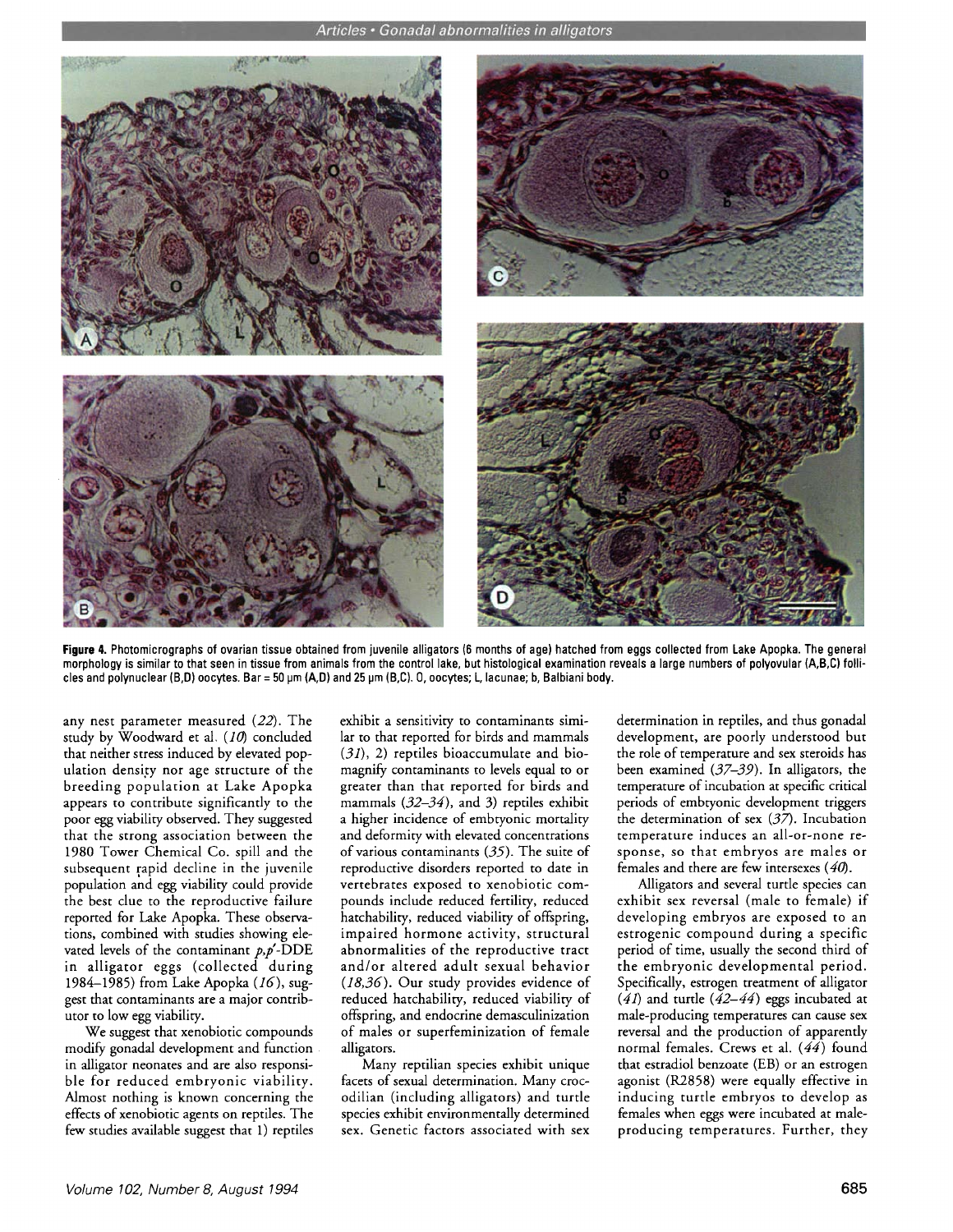**Figure 4.** Photomicrographs of ovarian tissue obtained from juvenile alligators (6 months of age) hatched from eggs collected from Lake Apopka. The general morphology is similar to that seen in tissue from animals from the control lake, but histological examination reveals a large numbers of polyovular (A,B,C) follicles and polynuclear (B,D) oocytes. Bar = 50 µm (A,D) and 25 µm (B,C). O, oocytes; L, lacunae; b, Balbiani body.

any nest parameter measured (*22*). The study by Woodward et al. (*10*) concluded that neither stress induced by elevated population density nor age structure of the breeding population at Lake Apopka appears to contribute significantly to the poor egg viability observed. They suggested that the strong association between the 1980 Tower Chemical Co. spill and the subsequent rapid decline in the juvenile population and egg viability could provide the best clue to the reproductive failure reported for Lake Apopka. These observations, combined with studies showing elevated levels of the contaminant *p,p'*-DDE in alligator eggs (collected during 1984–1985) from Lake Apopka (*16*), suggest that contaminants are a major contributor to low egg viability.

We suggest that xenobiotic compounds modify gonadal development and function in alligator neonates and are also responsible for reduced embryonic viability. Almost nothing is known concerning the effects of xenobiotic agents on reptiles. The few studies available suggest that 1) reptiles exhibit a sensitivity to contaminants similar to that reported for birds and mammals (*31*), 2) reptiles bioaccumulate and biomagnify contaminants to levels equal to or greater than that reported for birds and mammals (*32–34*), and 3) reptiles exhibit a higher incidence of embryonic mortality and deformity with elevated concentrations of various contaminants (*35*). The suite of reproductive disorders reported to date in vertebrates exposed to xenobiotic compounds include reduced fertility, reduced hatchability, reduced viability of offspring, impaired hormone activity, structural abnormalities of the reproductive tract and/or altered adult sexual behavior (*18,36*). Our study provides evidence of reduced hatchability, reduced viability of offspring, and endocrine demasculinization of males or superfeminization of female alligators.

Many reptilian species exhibit unique facets of sexual determination. Many crocodilian (including alligators) and turtle species exhibit environmentally determined sex. Genetic factors associated with sex determination in reptiles, and thus gonadal development, are poorly understood but the role of temperature and sex steroids has been examined (*37–39*). In alligators, the temperature of incubation at specific critical periods of embryonic development triggers the determination of sex (*37*). Incubation temperature induces an all-or-none response, so that embryos are males or females and there are few intersexes (*40*).

Alligators and several turtle species can exhibit sex reversal (male to female) if developing embryos are exposed to an estrogenic compound during a specific period of time, usually the second third of the embryonic developmental period. Specifically, estrogen treatment of alligator (*41*) and turtle (*42–44*) eggs incubated at male-producing temperatures can cause sex reversal and the production of apparently normal females. Crews et al. (*44*) found that estradiol benzoate (EB) or an estrogen agonist (R2858) were equally effective in inducing turtle embryos to develop as females when eggs were incubated at male-producing temperatures. Further, they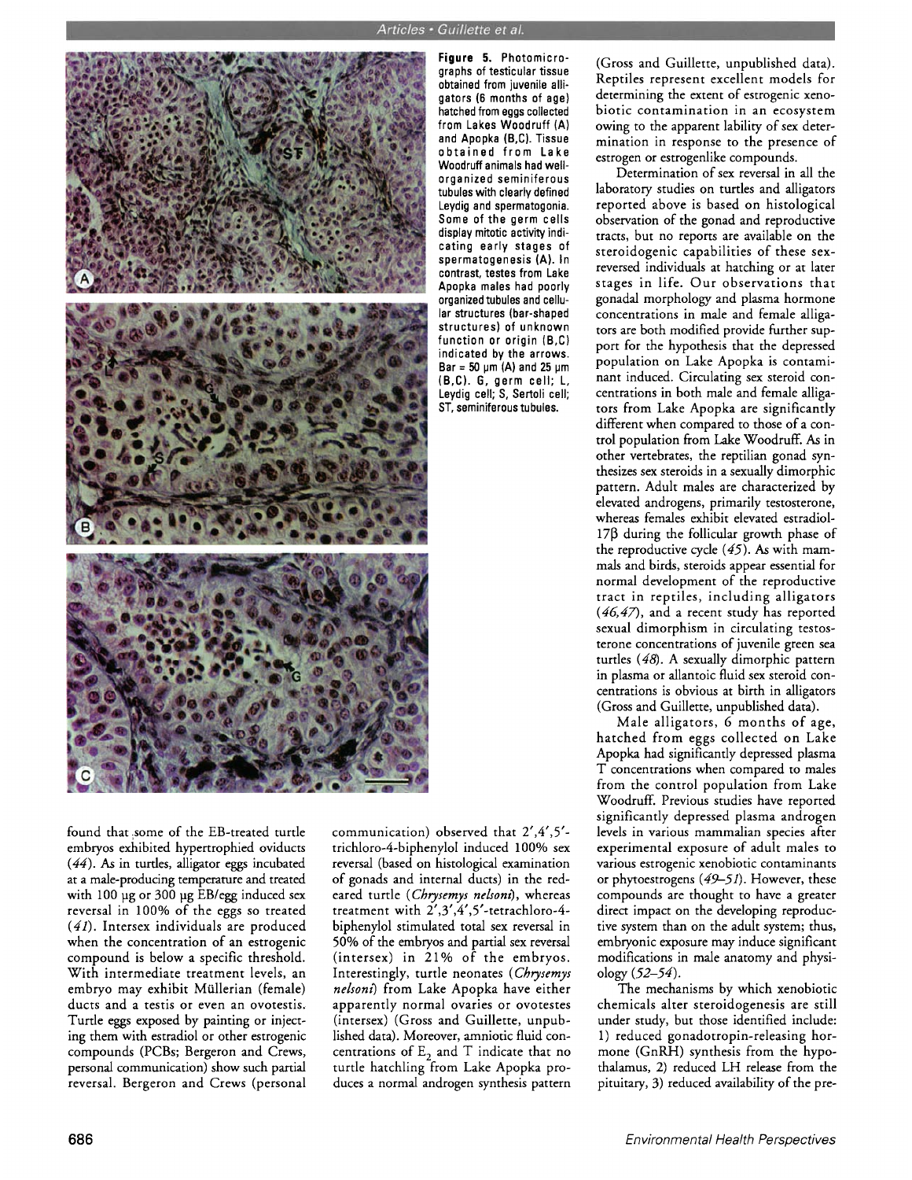**Figure 5.** Photomicrographs of testicular tissue obtained from juvenile alligators (6 months of age) hatched from eggs collected from Lakes Woodruff (A) and Apopka (B,C). Tissue obtained from Lake Woodruff animals had well-organized seminiferous tubules with clearly defined Leydig and spermatogonia. Some of the germ cells display mitotic activity indicating early stages of spermatogenesis (A). In contrast, testes from Lake Apopka males had poorly organized tubules and cellular structures (bar-shaped structures) of unknown function or origin (B,C) indicated by the arrows. Bar = 50 μm (A) and 25 μm (B,C). G, germ cell; L, Leydig cell; S, Sertoli cell; ST, seminiferous tubules.

found that some of the EB-treated turtle embryos exhibited hypertrophied oviducts (44). As in turtles, alligator eggs incubated at a male-producing temperature and treated with 100 μg or 300 μg EB/egg induced sex reversal in 100% of the eggs so treated (41). Intersex individuals are produced when the concentration of an estrogenic compound is below a specific threshold. With intermediate treatment levels, an embryo may exhibit Müllerian (female) ducts and a testis or even an ovotestis. Turtle eggs exposed by painting or injecting them with estradiol or other estrogenic compounds (PCBs; Bergeron and Crews, personal communication) show such partial reversal. Bergeron and Crews (personal communication) observed that 2′,4′,5′-trichloro-4-biphenylol induced 100% sex reversal (based on histological examination of gonads and internal ducts) in the red-eared turtle (*Chrysemys nelsoni*), whereas treatment with 2′,3′,4′,5′-tetrachloro-4-biphenylol stimulated total sex reversal in 50% of the embryos and partial sex reversal (intersex) in 21% of the embryos. Interestingly, turtle neonates (*Chrysemys nelsoni*) from Lake Apopka have either apparently normal ovaries or ovotestes (intersex) (Gross and Guillette, unpublished data). Moreover, amniotic fluid concentrations of $E_2$ and T indicate that no turtle hatchling from Lake Apopka produces a normal androgen synthesis pattern (Gross and Guillette, unpublished data). Reptiles represent excellent models for determining the extent of estrogenic xenobiotic contamination in an ecosystem owing to the apparent lability of sex determination in response to the presence of estrogen or estrogenlike compounds.

Determination of sex reversal in all the laboratory studies on turtles and alligators reported above is based on histological observation of the gonad and reproductive tracts, but no reports are available on the steroidogenic capabilities of these sex-reversed individuals at hatching or at later stages in life. Our observations that gonadal morphology and plasma hormone concentrations in male and female alligators are both modified provide further support for the hypothesis that the depressed population on Lake Apopka is contaminant induced. Circulating sex steroid concentrations in both male and female alligators from Lake Apopka are significantly different when compared to those of a control population from Lake Woodruff. As in other vertebrates, the reptilian gonad synthesizes sex steroids in a sexually dimorphic pattern. Adult males are characterized by elevated androgens, primarily testosterone, whereas females exhibit elevated estradiol-17β during the follicular growth phase of the reproductive cycle (45). As with mammals and birds, steroids appear essential for normal development of the reproductive tract in reptiles, including alligators (46,47), and a recent study has reported sexual dimorphism in circulating testosterone concentrations of juvenile green sea turtles (48). A sexually dimorphic pattern in plasma or allantoic fluid sex steroid concentrations is obvious at birth in alligators (Gross and Guillette, unpublished data).

Male alligators, 6 months of age, hatched from eggs collected on Lake Apopka had significantly depressed plasma T concentrations when compared to males from the control population from Lake Woodruff. Previous studies have reported significantly depressed plasma androgen levels in various mammalian species after experimental exposure of adult males to various estrogenic xenobiotic contaminants or phytoestrogens (49–51). However, these compounds are thought to have a greater direct impact on the developing reproductive system than on the adult system; thus, embryonic exposure may induce significant modifications in male anatomy and physiology (52–54).

The mechanisms by which xenobiotic chemicals alter steroidogenesis are still under study, but those identified include: 1) reduced gonadotropin-releasing hormone (GnRH) synthesis from the hypothalamus, 2) reduced LH release from the pituitary, 3) reduced availability of the pre-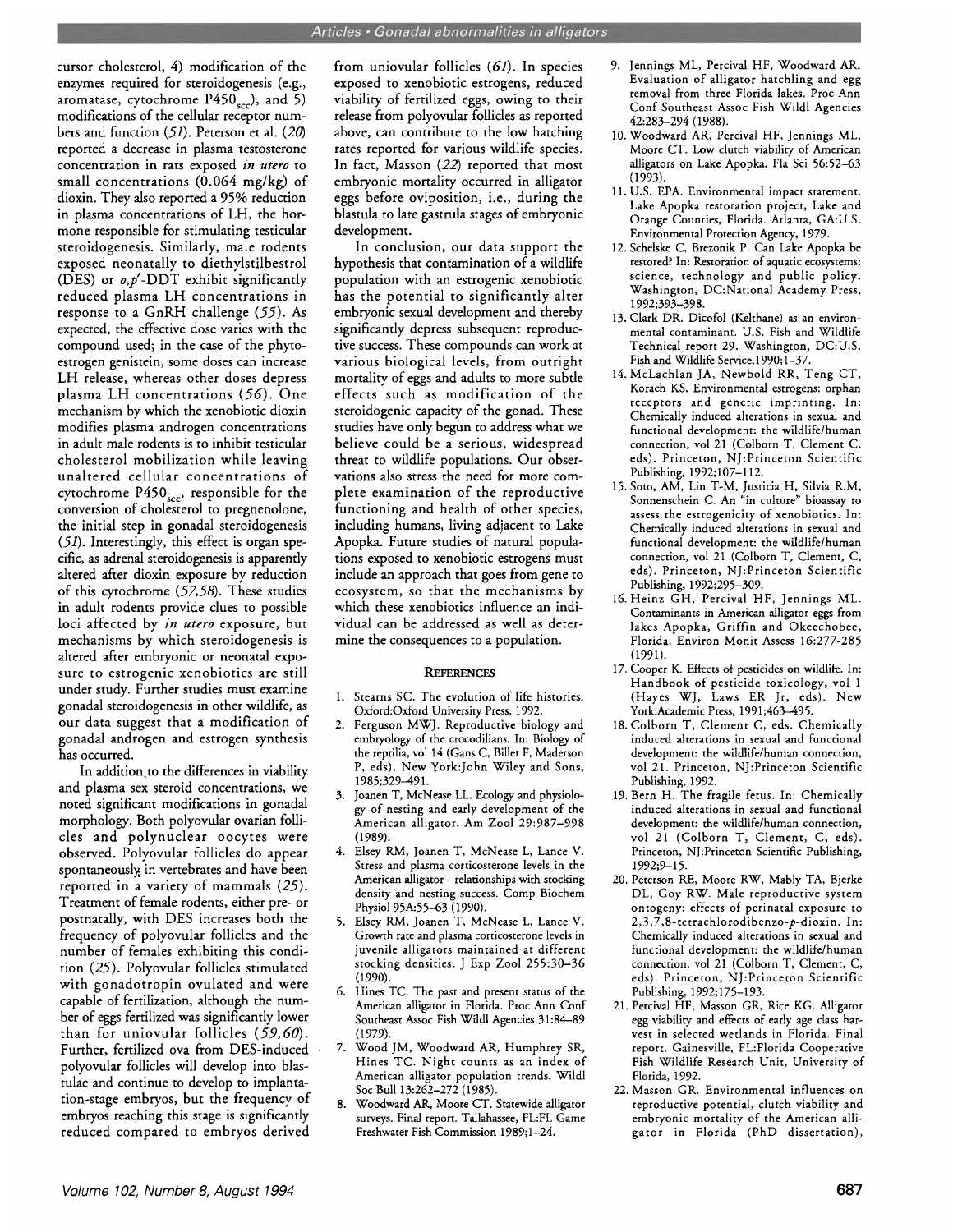cursor cholesterol, 4) modification of the enzymes required for steroidogenesis (e.g., aromatase, cytochrome $P450_{scc}$), and 5) modifications of the cellular receptor numbers and function (*51*). Peterson et al. (*20*) reported a decrease in plasma testosterone concentration in rats exposed *in utero* to small concentrations (0.064 mg/kg) of dioxin. They also reported a 95% reduction in plasma concentrations of LH, the hormone responsible for stimulating testicular steroidogenesis. Similarly, male rodents exposed neonatally to diethylstilbestrol (DES) or *o,p'*-DDT exhibit significantly reduced plasma LH concentrations in response to a GnRH challenge (*55*). As expected, the effective dose varies with the compound used; in the case of the phytoestrogen genistein, some doses can increase LH release, whereas other doses depress plasma LH concentrations (*56*). One mechanism by which the xenobiotic dioxin modifies plasma androgen concentrations in adult male rodents is to inhibit testicular cholesterol mobilization while leaving unaltered cellular concentrations of cytochrome $P450_{scc}$, responsible for the conversion of cholesterol to pregnenolone, the initial step in gonadal steroidogenesis (*51*). Interestingly, this effect is organ specific, as adrenal steroidogenesis is apparently altered after dioxin exposure by reduction of this cytochrome (*57,58*). These studies in adult rodents provide clues to possible loci affected by *in utero* exposure, but mechanisms by which steroidogenesis is altered after embryonic or neonatal exposure to estrogenic xenobiotics are still under study. Further studies must examine gonadal steroidogenesis in other wildlife, as our data suggest that a modification of gonadal androgen and estrogen synthesis has occurred.

In addition to the differences in viability and plasma sex steroid concentrations, we noted significant modifications in gonadal morphology. Both polyovular ovarian follicles and polynuclear oocytes were observed. Polyovular follicles do appear spontaneously in vertebrates and have been reported in a variety of mammals (*25*). Treatment of female rodents, either pre- or postnatally, with DES increases both the frequency of polyovular follicles and the number of females exhibiting this condition (*25*). Polyovular follicles stimulated with gonadotropin ovulated and were capable of fertilization, although the number of eggs fertilized was significantly lower than for uniovular follicles (*59,60*). Further, fertilized ova from DES-induced polyovular follicles will develop into blastulae and continue to develop to implantation-stage embryos, but the frequency of embryos reaching this stage is significantly reduced compared to embryos derived from uniovular follicles (*61*). In species exposed to xenobiotic estrogens, reduced viability of fertilized eggs, owing to their release from polyovular follicles as reported above, can contribute to the low hatching rates reported for various wildlife species. In fact, Masson (*22*) reported that most embryonic mortality occurred in alligator eggs before oviposition, i.e., during the blastula to late gastrula stages of embryonic development.

In conclusion, our data support the hypothesis that contamination of a wildlife population with an estrogenic xenobiotic has the potential to significantly alter embryonic sexual development and thereby significantly depress subsequent reproductive success. These compounds can work at various biological levels, from outright mortality of eggs and adults to more subtle effects such as modification of the steroidogenic capacity of the gonad. These studies have only begun to address what we believe could be a serious, widespread threat to wildlife populations. Our observations also stress the need for more complete examination of the reproductive functioning and health of other species, including humans, living adjacent to Lake Apopka. Future studies of natural populations exposed to xenobiotic estrogens must include an approach that goes from gene to ecosystem, so that the mechanisms by which these xenobiotics influence an individual can be addressed as well as determine the consequences to a population.

## References

1. Stearns SC. The evolution of life histories. Oxford:Oxford University Press, 1992.
2. Ferguson MWJ. Reproductive biology and embryology of the crocodilians. In: Biology of the reptilia, vol 14 (Gans C, Billet F, Maderson P, eds). New York:John Wiley and Sons, 1985;329–491.
3. Joanen T, McNease LL. Ecology and physiology of nesting and early development of the American alligator. Am Zool 29:987–998 (1989).
4. Elsey RM, Joanen T, McNease L, Lance V. Stress and plasma corticosterone levels in the American alligator - relationships with stocking density and nesting success. Comp Biochem Physiol 95A:55–63 (1990).
5. Elsey RM, Joanen T, McNease L, Lance V. Growth rate and plasma corticosterone levels in juvenile alligators maintained at different stocking densities. J Exp Zool 255:30–36 (1990).
6. Hines TC. The past and present status of the American alligator in Florida. Proc Ann Conf Southeast Assoc Fish Wildl Agencies 31:84–89 (1979).
7. Wood JM, Woodward AR, Humphrey SR, Hines TC. Night counts as an index of American alligator population trends. Wildl Soc Bull 13:262–272 (1985).
8. Woodward AR, Moore CT. Statewide alligator surveys. Final report. Tallahassee, FL:FL Game Freshwater Fish Commission 1989;1–24.
9. Jennings ML, Percival HF, Woodward AR. Evaluation of alligator hatchling and egg removal from three Florida lakes. Proc Ann Conf Southeast Assoc Fish Wildl Agencies 42:283–294 (1988).
10. Woodward AR, Percival HF, Jennings ML, Moore CT. Low clutch viability of American alligators on Lake Apopka. Fla Sci 56:52–63 (1993).
11. U.S. EPA. Environmental impact statement. Lake Apopka restoration project, Lake and Orange Counties, Florida. Atlanta, GA:U.S. Environmental Protection Agency, 1979.
12. Schelske C, Brezonik P. Can Lake Apopka be restored? In: Restoration of aquatic ecosystems: science, technology and public policy. Washington, DC:National Academy Press, 1992;393–398.
13. Clark DR. Dicofol (Kelthane) as an environmental contaminant. U.S. Fish and Wildlife Technical report 29. Washington, DC:U.S. Fish and Wildlife Service,1990;1–37.
14. McLachlan JA, Newbold RR, Teng CT, Korach KS. Environmental estrogens: orphan receptors and genetic imprinting. In: Chemically induced alterations in sexual and functional development: the wildlife/human connection, vol 21 (Colborn T, Clement C, eds). Princeton, NJ:Princeton Scientific Publishing, 1992;107–112.
15. Soto, AM, Lin T-M, Justicia H, Silvia R.M, Sonnenschein C. An "in culture" bioassay to assess the estrogenicity of xenobiotics. In: Chemically induced alterations in sexual and functional development: the wildlife/human connection, vol 21 (Colborn T, Clement, C, eds). Princeton, NJ:Princeton Scientific Publishing, 1992;295–309.
16. Heinz GH, Percival HF, Jennings ML. Contaminants in American alligator eggs from lakes Apopka, Griffin and Okeechobee, Florida. Environ Monit Assess 16:277-285 (1991).
17. Cooper K. Effects of pesticides on wildlife. In: Handbook of pesticide toxicology, vol 1 (Hayes WJ, Laws ER Jr, eds). New York:Academic Press, 1991;463–495.
18. Colborn T, Clement C, eds. Chemically induced alterations in sexual and functional development: the wildlife/human connection, vol 21. Princeton, NJ:Princeton Scientific Publishing, 1992.
19. Bern H. The fragile fetus. In: Chemically induced alterations in sexual and functional development: the wildlife/human connection, vol 21 (Colborn T, Clement, C, eds). Princeton, NJ:Princeton Scientific Publishing, 1992;9–15.
20. Peterson RE, Moore RW, Mably TA, Bjerke DL, Goy RW. Male reproductive system ontogeny: effects of perinatal exposure to 2,3,7,8-tetrachlorodibenzo-*p*-dioxin. In: Chemically induced alterations in sexual and functional development: the wildlife/human connection. vol 21 (Colborn T, Clement, C, eds). Princeton, NJ:Princeton Scientific Publishing, 1992;175–193.
21. Percival HF, Masson GR, Rice KG. Alligator egg viability and effects of early age class harvest in selected wetlands in Florida. Final report. Gainesville, FL:Florida Cooperative Fish Wildlife Research Unit, University of Florida, 1992.
22. Masson GR. Environmental influences on reproductive potential, clutch viability and embryonic mortality of the American alligator in Florida (PhD dissertation),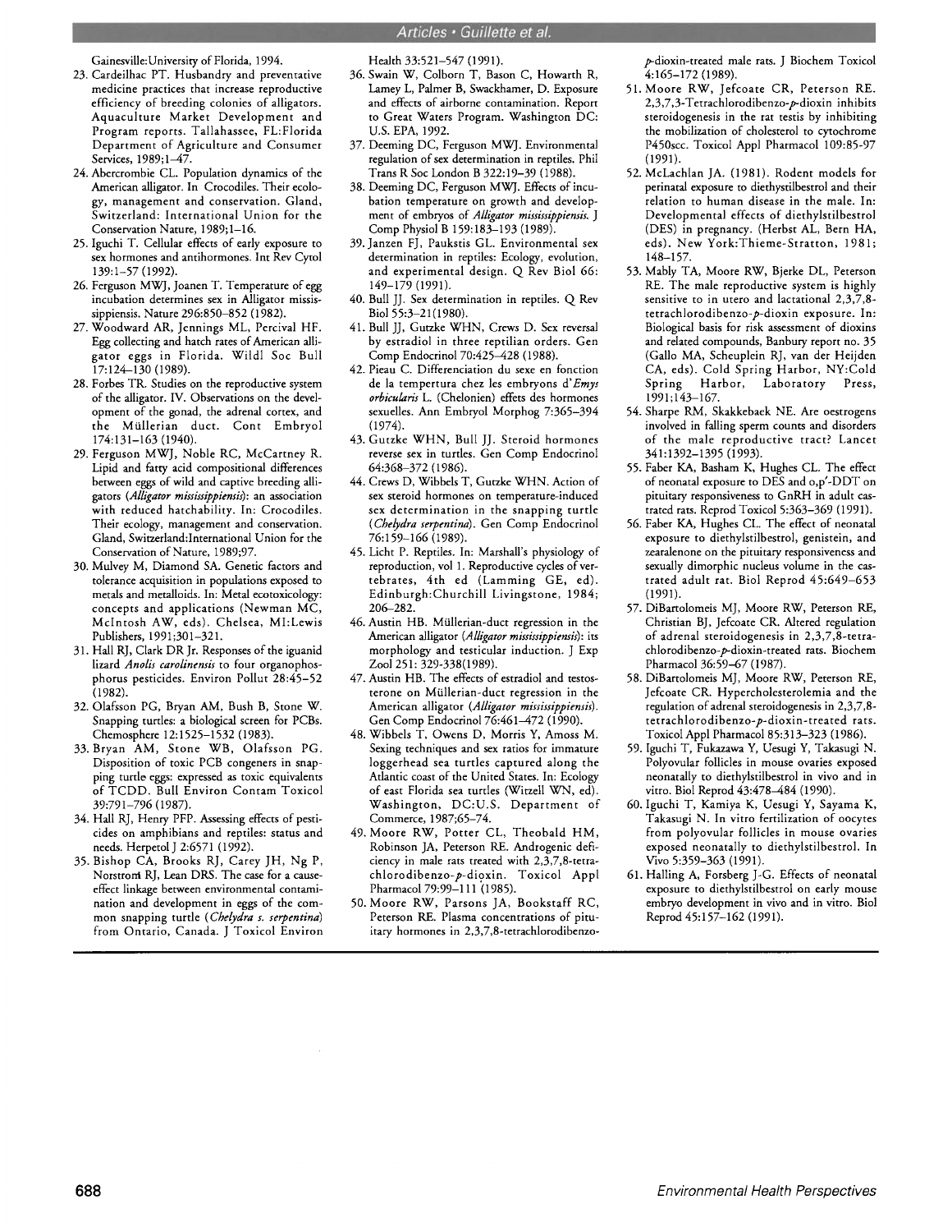Gainesville:University of Florida, 1994.

23. Cardeilhac PT. Husbandry and preventative medicine practices that increase reproductive efficiency of breeding colonies of alligators. Aquaculture Market Development and Program reports. Tallahassee, FL:Florida Department of Agriculture and Consumer Services, 1989;1–47.
24. Abercrombie CL. Population dynamics of the American alligator. In Crocodiles. Their ecology, management and conservation. Gland, Switzerland: International Union for the Conservation Nature, 1989;1–16.
25. Iguchi T. Cellular effects of early exposure to sex hormones and antihormones. Int Rev Cytol 139:1–57 (1992).
26. Ferguson MWJ, Joanen T. Temperature of egg incubation determines sex in Alligator mississippiensis. Nature 296:850–852 (1982).
27. Woodward AR, Jennings ML, Percival HF. Egg collecting and hatch rates of American alligator eggs in Florida. Wildl Soc Bull 17:124–130 (1989).
28. Forbes TR. Studies on the reproductive system of the alligator. IV. Observations on the development of the gonad, the adrenal cortex, and the Müllerian duct. Cont Embryol 174:131–163 (1940).
29. Ferguson MWJ, Noble RC, McCartney R. Lipid and fatty acid compositional differences between eggs of wild and captive breeding alligators (*Alligator mississippiensis*): an association with reduced hatchability. In: Crocodiles. Their ecology, management and conservation. Gland, Switzerland:International Union for the Conservation of Nature, 1989;97.
30. Mulvey M, Diamond SA. Genetic factors and tolerance acquisition in populations exposed to metals and metalloids. In: Metal ecotoxicology: concepts and applications (Newman MC, McIntosh AW, eds). Chelsea, MI:Lewis Publishers, 1991;301–321.
31. Hall RJ, Clark DR Jr. Responses of the iguanid lizard *Anolis carolinensis* to four organophosphorus pesticides. Environ Pollut 28:45–52 (1982).
32. Olafsson PG, Bryan AM, Bush B, Stone W. Snapping turtles: a biological screen for PCBs. Chemosphere 12:1525–1532 (1983).
33. Bryan AM, Stone WB, Olafsson PG. Disposition of toxic PCB congeners in snapping turtle eggs: expressed as toxic equivalents of TCDD. Bull Environ Contam Toxicol 39:791–796 (1987).
34. Hall RJ, Henry PFP. Assessing effects of pesticides on amphibians and reptiles: status and needs. Herpetol J 2:6571 (1992).
35. Bishop CA, Brooks RJ, Carey JH, Ng P, Norstrom RJ, Lean DRS. The case for a cause-effect linkage between environmental contamination and development in eggs of the common snapping turtle (*Chelydra s. serpentina*) from Ontario, Canada. J Toxicol Environ Health 33:521–547 (1991).
36. Swain W, Colborn T, Bason C, Howarth R, Lamey L, Palmer B, Swackhamer, D. Exposure and effects of airborne contamination. Report to Great Waters Program. Washington DC: U.S. EPA, 1992.
37. Deeming DC, Ferguson MWJ. Environmental regulation of sex determination in reptiles. Phil Trans R Soc London B 322:19–39 (1988).
38. Deeming DC, Ferguson MWJ. Effects of incubation temperature on growth and development of embryos of *Alligator mississippiensis*. J Comp Physiol B 159:183–193 (1989).
39. Janzen FJ, Paukstis GL. Environmental sex determination in reptiles: Ecology, evolution, and experimental design. Q Rev Biol 66: 149–179 (1991).
40. Bull JJ. Sex determination in reptiles. Q Rev Biol 55:3–21(1980).
41. Bull JJ, Gutzke WHN, Crews D. Sex reversal by estradiol in three reptilian orders. Gen Comp Endocrinol 70:425–428 (1988).
42. Pieau C. Differenciation du sexe en fonction de la tempertura chez les embryons d'*Emys orbicularis* L. (Chelonien) effets des hormones sexuelles. Ann Embryol Morphog 7:365–394 (1974).
43. Gutzke WHN, Bull JJ. Steroid hormones reverse sex in turtles. Gen Comp Endocrinol 64:368–372 (1986).
44. Crews D, Wibbels T, Gutzke WHN. Action of sex steroid hormones on temperature-induced sex determination in the snapping turtle (*Chelydra serpentina*). Gen Comp Endocrinol 76:159–166 (1989).
45. Licht P. Reptiles. In: Marshall's physiology of reproduction, vol 1. Reproductive cycles of vertebrates, 4th ed (Lamming GE, ed). Edinburgh:Churchill Livingstone, 1984; 206–282.
46. Austin HB. Müllerian-duct regression in the American alligator (*Alligator mississippiensis*): its morphology and testicular induction. J Exp Zool 251: 329-338(1989).
47. Austin HB. The effects of estradiol and testosterone on Müllerian-duct regression in the American alligator (*Alligator mississippiensis*). Gen Comp Endocrinol 76:461–472 (1990).
48. Wibbels T, Owens D, Morris Y, Amoss M. Sexing techniques and sex ratios for immature loggerhead sea turtles captured along the Atlantic coast of the United States. In: Ecology of east Florida sea turtles (Witzell WN, ed). Washington, DC:U.S. Department of Commerce, 1987;65–74.
49. Moore RW, Potter CL, Theobald HM, Robinson JA, Peterson RE. Androgenic deficiency in male rats treated with 2,3,7,8-tetrachlorodibenzo-*p*-dioxin. Toxicol Appl Pharmacol 79:99–111 (1985).
50. Moore RW, Parsons JA, Bookstaff RC, Peterson RE. Plasma concentrations of pituitary hormones in 2,3,7,8-tetrachlorodibenzo-*p*-dioxin-treated male rats. J Biochem Toxicol 4:165–172 (1989).
51. Moore RW, Jefcoate CR, Peterson RE. 2,3,7,3-Tetrachlorodibenzo-*p*-dioxin inhibits steroidogenesis in the rat testis by inhibiting the mobilization of cholesterol to cytochrome P450scc. Toxicol Appl Pharmacol 109:85-97 (1991).
52. McLachlan JA. (1981). Rodent models for perinatal exposure to diethystilbestrol and their relation to human disease in the male. In: Developmental effects of diethylstilbestrol (DES) in pregnancy. (Herbst AL, Bern HA, eds). New York:Thieme-Stratton, 1981; 148–157.
53. Mably TA, Moore RW, Bjerke DL, Peterson RE. The male reproductive system is highly sensitive to in utero and lactational 2,3,7,8-tetrachlorodibenzo-*p*-dioxin exposure. In: Biological basis for risk assessment of dioxins and related compounds, Banbury report no. 35 (Gallo MA, Scheuplein RJ, van der Heijden CA, eds). Cold Spring Harbor, NY:Cold Spring Harbor, Laboratory Press, 1991;143–167.
54. Sharpe RM, Skakkebaek NE. Are oestrogens involved in falling sperm counts and disorders of the male reproductive tract? Lancet 341:1392–1395 (1993).
55. Faber KA, Basham K, Hughes CL. The effect of neonatal exposure to DES and o,p'-DDT on pituitary responsiveness to GnRH in adult castrated rats. Reprod Toxicol 5:363–369 (1991).
56. Faber KA, Hughes CL. The effect of neonatal exposure to diethylstilbestrol, genistein, and zearalenone on the pituitary responsiveness and sexually dimorphic nucleus volume in the castrated adult rat. Biol Reprod 45:649–653 (1991).
57. DiBartolomeis MJ, Moore RW, Peterson RE, Christian BJ, Jefcoate CR. Altered regulation of adrenal steroidogenesis in 2,3,7,8-tetrachlorodibenzo-*p*-dioxin-treated rats. Biochem Pharmacol 36:59–67 (1987).
58. DiBartolomeis MJ, Moore RW, Peterson RE, Jefcoate CR. Hypercholesterolemia and the regulation of adrenal steroidogenesis in 2,3,7,8-tetrachlorodibenzo-*p*-dioxin-treated rats. Toxicol Appl Pharmacol 85:313–323 (1986).
59. Iguchi T, Fukazawa Y, Uesugi Y, Takasugi N. Polyovular follicles in mouse ovaries exposed neonatally to diethylstilbestrol in vivo and in vitro. Biol Reprod 43:478–484 (1990).
60. Iguchi T, Kamiya K, Uesugi Y, Sayama K, Takasugi N. In vitro fertilization of oocytes from polyovular follicles in mouse ovaries exposed neonatally to diethylstilbestrol. In Vivo 5:359–363 (1991).
61. Halling A, Forsberg J-G. Effects of neonatal exposure to diethylstilbestrol on early mouse embryo development in vivo and in vitro. Biol Reprod 45:157–162 (1991).